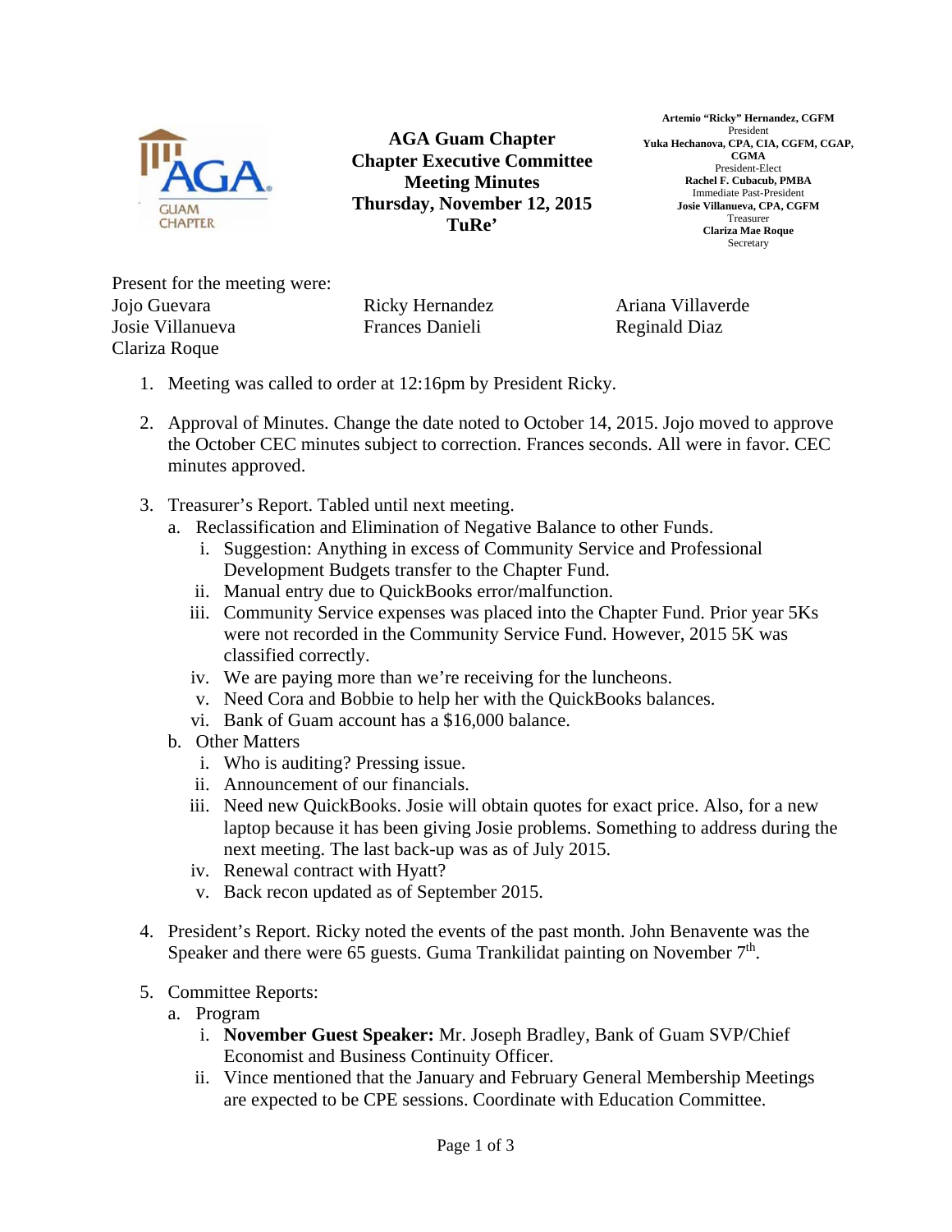# AGA Guam Chapter
## Chapter Executive Committee Meeting Minutes
## Thursday, November 12, 2015
## TuRe'

**Artemio "Ricky" Hernandez, CGFM**
President
**Yuka Hechanova, CPA, CIA, CGFM, CGAP, CGMA**
President-Elect
**Rachel F. Cubacub, PMBA**
Immediate Past-President
**Josie Villanueva, CPA, CGFM**
Treasurer
**Clariza Mae Roque**
Secretary

Present for the meeting were:

| | | |
|---|---|---|
| Jojo Guevara | Ricky Hernandez | Ariana Villaverde |
| Josie Villanueva | Frances Danieli | Reginald Diaz |
| Clariza Roque | | |

1. Meeting was called to order at 12:16pm by President Ricky.

2. Approval of Minutes. Change the date noted to October 14, 2015. Jojo moved to approve the October CEC minutes subject to correction. Frances seconds. All were in favor. CEC minutes approved.

3. Treasurer's Report. Tabled until next meeting.
   a. Reclassification and Elimination of Negative Balance to other Funds.
      i. Suggestion: Anything in excess of Community Service and Professional Development Budgets transfer to the Chapter Fund.
      ii. Manual entry due to QuickBooks error/malfunction.
      iii. Community Service expenses was placed into the Chapter Fund. Prior year 5Ks were not recorded in the Community Service Fund. However, 2015 5K was classified correctly.
      iv. We are paying more than we're receiving for the luncheons.
      v. Need Cora and Bobbie to help her with the QuickBooks balances.
      vi. Bank of Guam account has a $16,000 balance.
   b. Other Matters
      i. Who is auditing? Pressing issue.
      ii. Announcement of our financials.
      iii. Need new QuickBooks. Josie will obtain quotes for exact price. Also, for a new laptop because it has been giving Josie problems. Something to address during the next meeting. The last back-up was as of July 2015.
      iv. Renewal contract with Hyatt?
      v. Back recon updated as of September 2015.

4. President's Report. Ricky noted the events of the past month. John Benavente was the Speaker and there were 65 guests. Guma Trankilidat painting on November 7th.

5. Committee Reports:
   a. Program
      i. **November Guest Speaker:** Mr. Joseph Bradley, Bank of Guam SVP/Chief Economist and Business Continuity Officer.
      ii. Vince mentioned that the January and February General Membership Meetings are expected to be CPE sessions. Coordinate with Education Committee.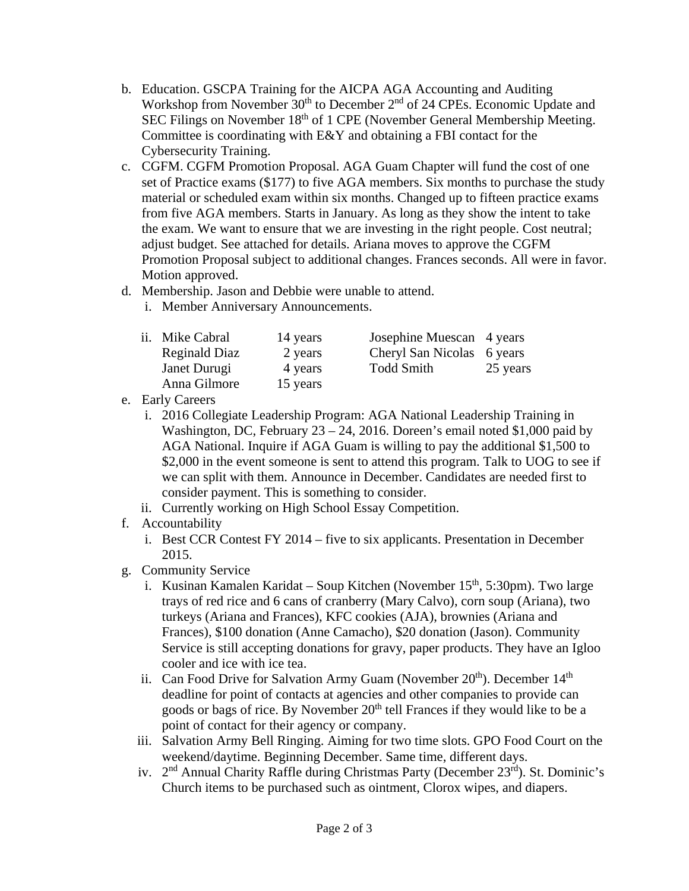b. Education. GSCPA Training for the AICPA AGA Accounting and Auditing Workshop from November 30th to December 2nd of 24 CPEs. Economic Update and SEC Filings on November 18th of 1 CPE (November General Membership Meeting. Committee is coordinating with E&Y and obtaining a FBI contact for the Cybersecurity Training.

c. CGFM. CGFM Promotion Proposal. AGA Guam Chapter will fund the cost of one set of Practice exams ($177) to five AGA members. Six months to purchase the study material or scheduled exam within six months. Changed up to fifteen practice exams from five AGA members. Starts in January. As long as they show the intent to take the exam. We want to ensure that we are investing in the right people. Cost neutral; adjust budget. See attached for details. Ariana moves to approve the CGFM Promotion Proposal subject to additional changes. Frances seconds. All were in favor. Motion approved.

d. Membership. Jason and Debbie were unable to attend.
   i. Member Anniversary Announcements.
   ii.

| Name | Years | Name | Years |
|---|---|---|---|
| Mike Cabral | 14 years | Josephine Muescan | 4 years |
| Reginald Diaz | 2 years | Cheryl San Nicolas | 6 years |
| Janet Durugi | 4 years | Todd Smith | 25 years |
| Anna Gilmore | 15 years | | |

e. Early Careers
   i. 2016 Collegiate Leadership Program: AGA National Leadership Training in Washington, DC, February 23 – 24, 2016. Doreen's email noted $1,000 paid by AGA National. Inquire if AGA Guam is willing to pay the additional $1,500 to $2,000 in the event someone is sent to attend this program. Talk to UOG to see if we can split with them. Announce in December. Candidates are needed first to consider payment. This is something to consider.
   ii. Currently working on High School Essay Competition.

f. Accountability
   i. Best CCR Contest FY 2014 – five to six applicants. Presentation in December 2015.

g. Community Service
   i. Kusinan Kamalen Karidat – Soup Kitchen (November 15th, 5:30pm). Two large trays of red rice and 6 cans of cranberry (Mary Calvo), corn soup (Ariana), two turkeys (Ariana and Frances), KFC cookies (AJA), brownies (Ariana and Frances), $100 donation (Anne Camacho), $20 donation (Jason). Community Service is still accepting donations for gravy, paper products. They have an Igloo cooler and ice with ice tea.
   ii. Can Food Drive for Salvation Army Guam (November 20th). December 14th deadline for point of contacts at agencies and other companies to provide can goods or bags of rice. By November 20th tell Frances if they would like to be a point of contact for their agency or company.
   iii. Salvation Army Bell Ringing. Aiming for two time slots. GPO Food Court on the weekend/daytime. Beginning December. Same time, different days.
   iv. 2nd Annual Charity Raffle during Christmas Party (December 23rd). St. Dominic's Church items to be purchased such as ointment, Clorox wipes, and diapers.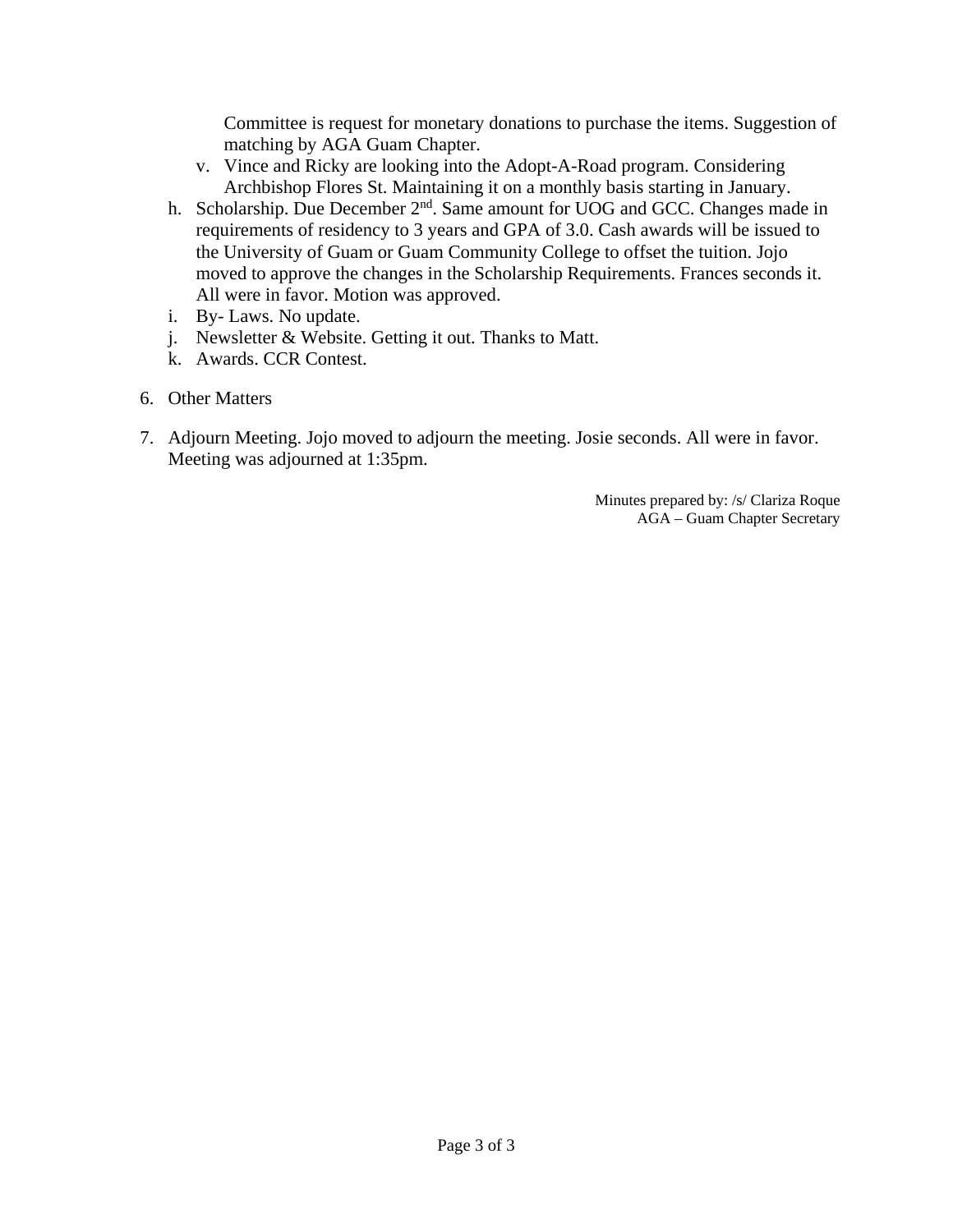Committee is request for monetary donations to purchase the items. Suggestion of matching by AGA Guam Chapter.

   v. Vince and Ricky are looking into the Adopt-A-Road program. Considering Archbishop Flores St. Maintaining it on a monthly basis starting in January.

h. Scholarship. Due December 2nd. Same amount for UOG and GCC. Changes made in requirements of residency to 3 years and GPA of 3.0. Cash awards will be issued to the University of Guam or Guam Community College to offset the tuition. Jojo moved to approve the changes in the Scholarship Requirements. Frances seconds it. All were in favor. Motion was approved.

i. By- Laws. No update.

j. Newsletter & Website. Getting it out. Thanks to Matt.

k. Awards. CCR Contest.

6. Other Matters

7. Adjourn Meeting. Jojo moved to adjourn the meeting. Josie seconds. All were in favor. Meeting was adjourned at 1:35pm.

Minutes prepared by: /s/ Clariza Roque
AGA – Guam Chapter Secretary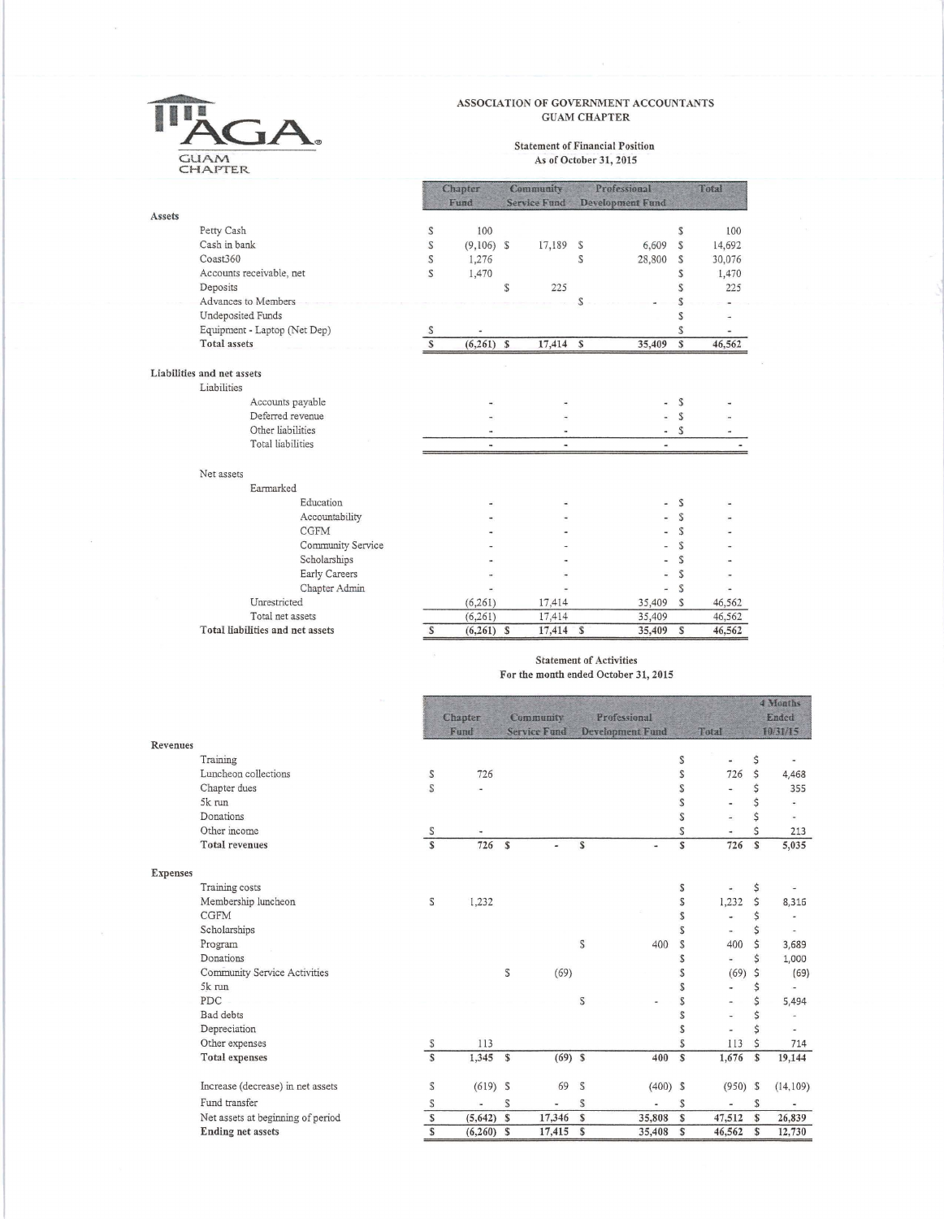AGA
GUAM CHAPTER

# ASSOCIATION OF GOVERNMENT ACCOUNTANTS
## GUAM CHAPTER

### Statement of Financial Position
### As of October 31, 2015

| | Chapter Fund | Community Service Fund | Professional Development Fund | Total |
|---|---|---|---|---|
| **Assets** | | | | |
| Petty Cash | $ 100 | | | $ 100 |
| Cash in bank | $ (9,106) | $ 17,189 | $ 6,609 | $ 14,692 |
| Coast360 | $ 1,276 | | $ 28,800 | $ 30,076 |
| Accounts receivable, net | $ 1,470 | | | $ 1,470 |
| Deposits | | $ 225 | | $ 225 |
| Advances to Members | | | $ - | $ - |
| Undeposited Funds | | | | $ - |
| Equipment - Laptop (Net Dep) | $ - | | | $ - |
| **Total assets** | **$ (6,261)** | **$ 17,414** | **$ 35,409** | **$ 46,562** |
| **Liabilities and net assets** | | | | |
| Liabilities | | | | |
| Accounts payable | - | - | - | $ - |
| Deferred revenue | - | - | - | $ - |
| Other liabilities | - | - | - | $ - |
| Total liabilities | - | - | - | - |
| Net assets | | | | |
| Earmarked | | | | |
| Education | - | - | - | $ - |
| Accountability | - | - | - | $ - |
| CGFM | - | - | - | $ - |
| Community Service | - | - | - | $ - |
| Scholarships | - | - | - | $ - |
| Early Careers | - | - | - | $ - |
| Chapter Admin | - | - | - | $ - |
| Unrestricted | (6,261) | 17,414 | 35,409 | $ 46,562 |
| Total net assets | (6,261) | 17,414 | 35,409 | 46,562 |
| **Total liabilities and net assets** | **$ (6,261)** | **$ 17,414** | **$ 35,409** | **$ 46,562** |

### Statement of Activities
### For the month ended October 31, 2015

| | Chapter Fund | Community Service Fund | Professional Development Fund | Total | 4 Months Ended 10/31/15 |
|---|---|---|---|---|---|
| **Revenues** | | | | | |
| Training | | | | $ - | $ - |
| Luncheon collections | $ 726 | | | $ 726 | $ 4,468 |
| Chapter dues | $ - | | | $ - | $ 355 |
| 5k run | | | | $ - | $ - |
| Donations | | | | $ - | $ - |
| Other income | $ - | | | $ - | $ 213 |
| **Total revenues** | **$ 726** | **$ -** | **$ -** | **$ 726** | **$ 5,035** |
| **Expenses** | | | | | |
| Training costs | | | | $ - | $ - |
| Membership luncheon | $ 1,232 | | | $ 1,232 | $ 8,316 |
| CGFM | | | | $ - | $ - |
| Scholarships | | | | $ - | $ - |
| Program | | | $ 400 | $ 400 | $ 3,689 |
| Donations | | | | $ - | $ 1,000 |
| Community Service Activities | | $ (69) | | $ (69) | $ (69) |
| 5k run | | | | $ - | $ - |
| PDC | | | $ - | $ - | $ 5,494 |
| Bad debts | | | | $ - | $ - |
| Depreciation | | | | $ - | $ - |
| Other expenses | $ 113 | | | $ 113 | $ 714 |
| **Total expenses** | **$ 1,345** | **$ (69)** | **$ 400** | **$ 1,676** | **$ 19,144** |
| Increase (decrease) in net assets | $ (619) | $ 69 | $ (400) | $ (950) | $ (14,109) |
| Fund transfer | $ - | $ - | $ - | $ - | $ - |
| Net assets at beginning of period | $ (5,642) | $ 17,346 | $ 35,808 | $ 47,512 | $ 26,839 |
| **Ending net assets** | **$ (6,260)** | **$ 17,415** | **$ 35,408** | **$ 46,562** | **$ 12,730** |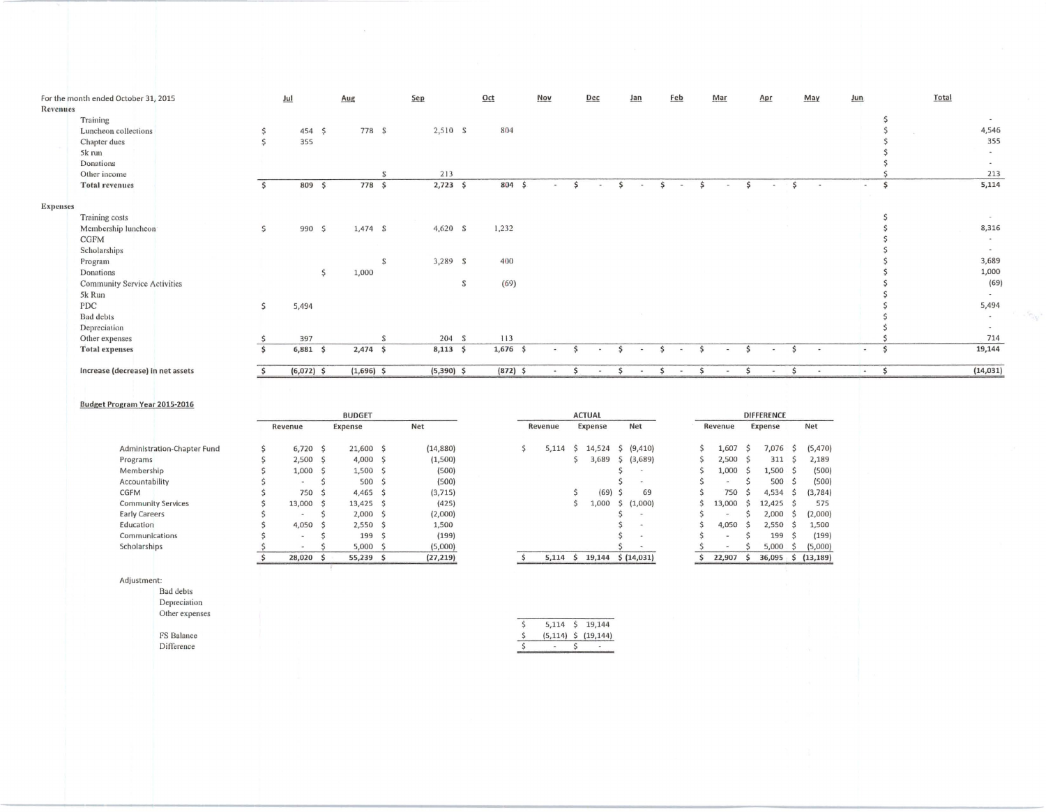For the month ended October 31, 2015

| | Jul | Aug | Sep | Oct | Nov | Dec | Jan | Feb | Mar | Apr | May | Jun | Total |
|---|---|---|---|---|---|---|---|---|---|---|---|---|---|
| **Revenues** | | | | | | | | | | | | | |
| Training | | | | | | | | | | | | | $ - |
| Luncheon collections | $ 454 | $ 778 | $ 2,510 | $ 804 | | | | | | | | | $ 4,546 |
| Chapter dues | $ 355 | | | | | | | | | | | | $ 355 |
| 5k run | | | | | | | | | | | | | $ - |
| Donations | | | | | | | | | | | | | $ - |
| Other income | | | $ 213 | | | | | | | | | | $ 213 |
| **Total revenues** | $ 809 | $ 778 | $ 2,723 | $ 804 | $ - | $ - | $ - | $ - | $ - | $ - | $ - | - | $ 5,114 |
| **Expenses** | | | | | | | | | | | | | |
| Training costs | | | | | | | | | | | | | $ - |
| Membership luncheon | $ 990 | $ 1,474 | $ 4,620 | $ 1,232 | | | | | | | | | $ 8,316 |
| CGFM | | | | | | | | | | | | | $ - |
| Scholarships | | | | | | | | | | | | | $ - |
| Program | | | $ 3,289 | $ 400 | | | | | | | | | $ 3,689 |
| Donations | | $ 1,000 | | | | | | | | | | | $ 1,000 |
| Community Service Activities | | | | $ (69) | | | | | | | | | $ (69) |
| 5k Run | | | | | | | | | | | | | $ - |
| PDC | $ 5,494 | | | | | | | | | | | | $ 5,494 |
| Bad debts | | | | | | | | | | | | | $ - |
| Depreciation | | | | | | | | | | | | | $ - |
| Other expenses | $ 397 | | $ 204 | $ 113 | | | | | | | | | $ 714 |
| **Total expenses** | $ 6,881 | $ 2,474 | $ 8,113 | $ 1,676 | $ - | $ - | $ - | $ - | $ - | $ - | $ - | - | $ 19,144 |
| **Increase (decrease) in net assets** | $ (6,072) | $ (1,696) | $ (5,390) | $ (872) | $ - | $ - | $ - | $ - | $ - | $ - | $ - | - | $ (14,031) |

**Budget Program Year 2015-2016**

| | BUDGET | | | ACTUAL | | | DIFFERENCE | | |
|---|---|---|---|---|---|---|---|---|---|
| | Revenue | Expense | Net | Revenue | Expense | Net | Revenue | Expense | Net |
| Administration-Chapter Fund | $ 6,720 | $ 21,600 | $ (14,880) | $ 5,114 | $ 14,524 | $ (9,410) | $ 1,607 | $ 7,076 | $ (5,470) |
| Programs | $ 2,500 | $ 4,000 | $ (1,500) | | $ 3,689 | $ (3,689) | $ 2,500 | $ 311 | $ 2,189 |
| Membership | $ 1,000 | $ 1,500 | $ (500) | | | $ - | $ 1,000 | $ 1,500 | $ (500) |
| Accountability | $ - | $ 500 | $ (500) | | | $ - | $ - | $ 500 | $ (500) |
| CGFM | $ 750 | $ 4,465 | $ (3,715) | | $ (69) | $ 69 | $ 750 | $ 4,534 | $ (3,784) |
| Community Services | $ 13,000 | $ 13,425 | $ (425) | | $ 1,000 | $ (1,000) | $ 13,000 | $ 12,425 | $ 575 |
| Early Careers | $ - | $ 2,000 | $ (2,000) | | | $ - | $ - | $ 2,000 | $ (2,000) |
| Education | $ 4,050 | $ 2,550 | $ 1,500 | | | $ - | $ 4,050 | $ 2,550 | $ 1,500 |
| Communications | $ - | $ 199 | $ (199) | | | $ - | $ - | $ 199 | $ (199) |
| Scholarships | $ - | $ 5,000 | $ (5,000) | | | $ - | $ - | $ 5,000 | $ (5,000) |
| | $ 28,020 | $ 55,239 | $ (27,219) | $ 5,114 | $ 19,144 | $ (14,031) | $ 22,907 | $ 36,095 | $ (13,189) |

Adjustment:

| | Revenue | Expense |
|---|---|---|
| Bad debts | | |
| Depreciation | | |
| Other expenses | | |
| | $ 5,114 | $ 19,144 |
| FS Balance | $ (5,114) | $ (19,144) |
| Difference | $ - | $ - |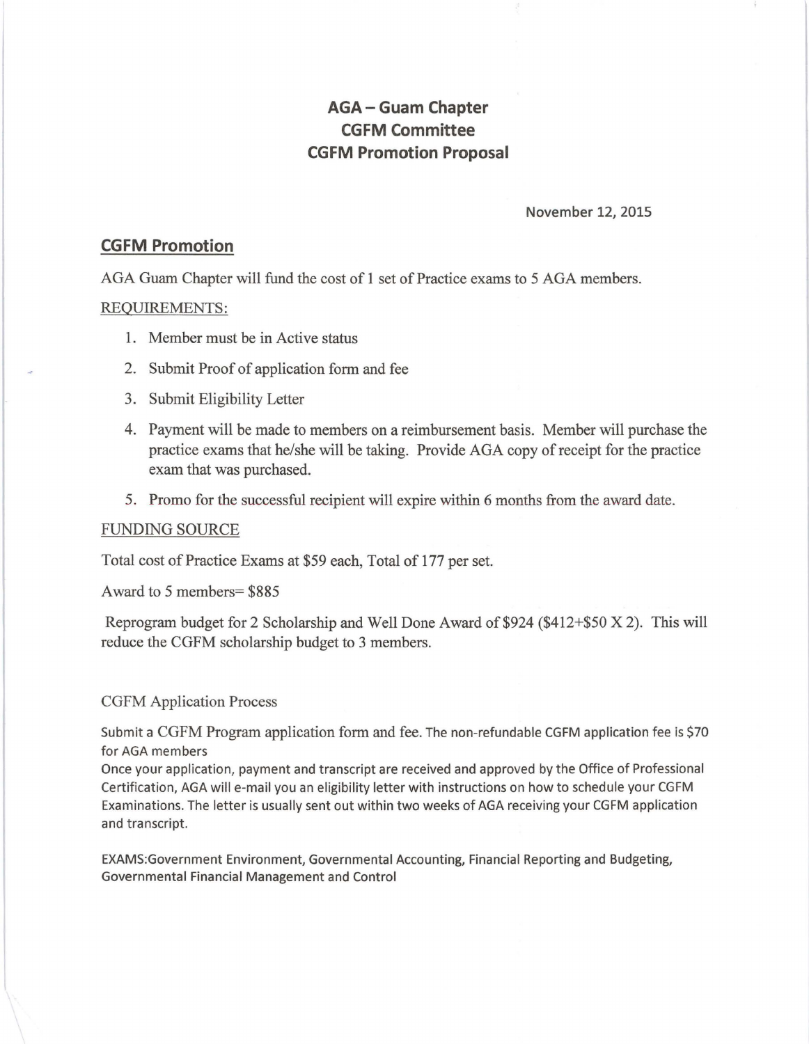# AGA – Guam Chapter
# CGFM Committee
# CGFM Promotion Proposal

November 12, 2015

## CGFM Promotion

AGA Guam Chapter will fund the cost of 1 set of Practice exams to 5 AGA members.

REQUIREMENTS:

1. Member must be in Active status
2. Submit Proof of application form and fee
3. Submit Eligibility Letter
4. Payment will be made to members on a reimbursement basis. Member will purchase the practice exams that he/she will be taking. Provide AGA copy of receipt for the practice exam that was purchased.
5. Promo for the successful recipient will expire within 6 months from the award date.

FUNDING SOURCE

Total cost of Practice Exams at $59 each, Total of 177 per set.

Award to 5 members= $885

Reprogram budget for 2 Scholarship and Well Done Award of $924 ($412+$50 X 2). This will reduce the CGFM scholarship budget to 3 members.

CGFM Application Process

Submit a CGFM Program application form and fee. The non-refundable CGFM application fee is $70 for AGA members
Once your application, payment and transcript are received and approved by the Office of Professional Certification, AGA will e-mail you an eligibility letter with instructions on how to schedule your CGFM Examinations. The letter is usually sent out within two weeks of AGA receiving your CGFM application and transcript.

EXAMS:Government Environment, Governmental Accounting, Financial Reporting and Budgeting, Governmental Financial Management and Control